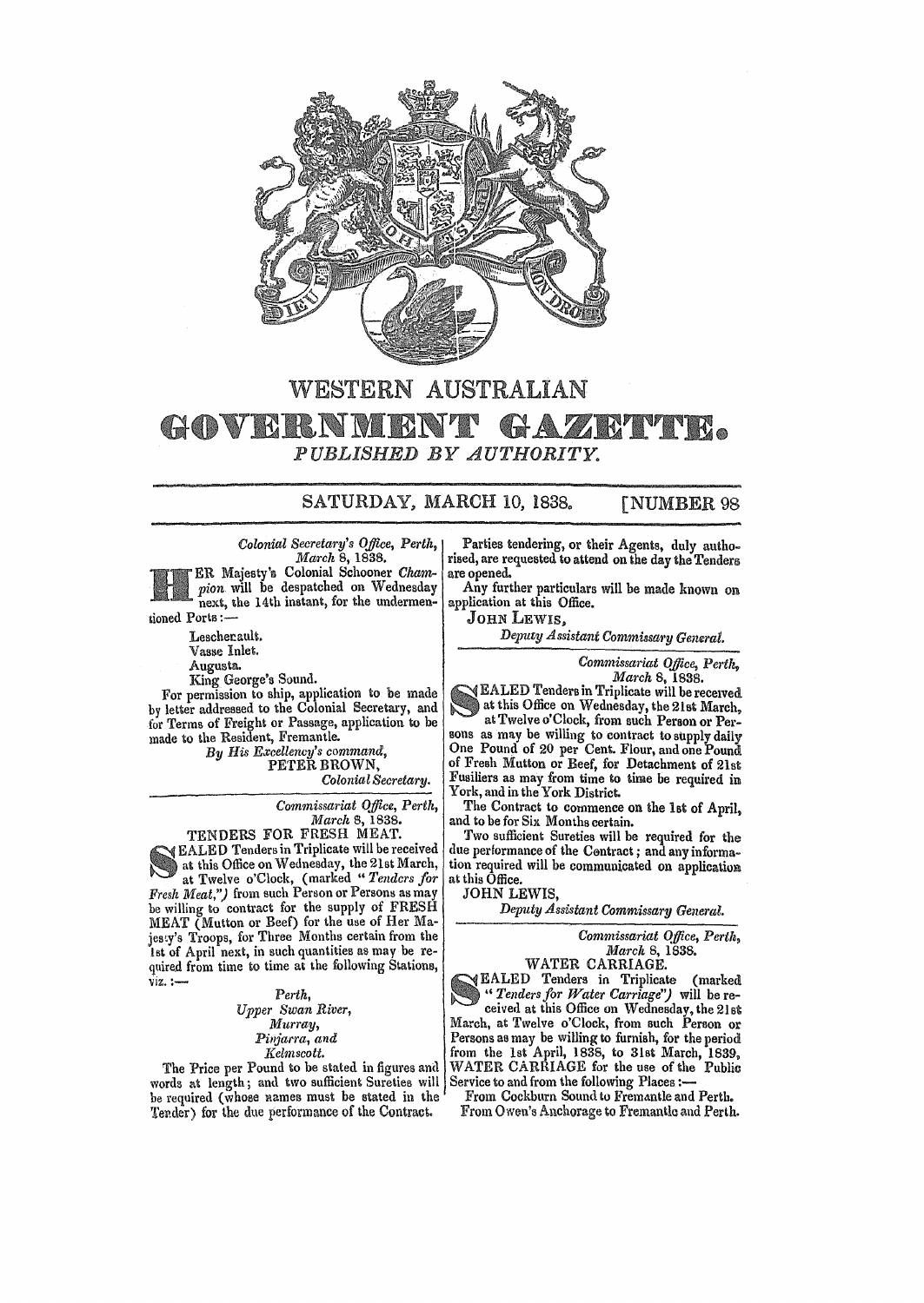# WESTERN AUSTRALIAN

# GOVERNMENT GAZETTE.

*PUBLISHED BY AUTHORITY.*

SATURDAY, MARCH 10, 1838. [NUMBER 98

*Colonial Secretary's Office, Perth, March 8, 1838.*

HER Majesty's Colonial Schooner *Champion* will be despatched on Wednesday next, the 14th instant, for the undermentioned Ports:—

Leschenault.
Vasse Inlet.
Augusta.
King George's Sound.

For permission to ship, application to be made by letter addressed to the Colonial Secretary, and for Terms of Freight or Passage, application to be made to the Resident, Fremantle.

*By His Excellency's command,*
PETER BROWN,
*Colonial Secretary.*

---

*Commissariat Office, Perth, March 8, 1838.*

TENDERS FOR FRESH MEAT.

SEALED Tenders in Triplicate will be received at this Office on Wednesday, the 21st March, at Twelve o'Clock, (marked "*Tenders for Fresh Meat,*") from such Person or Persons as may be willing to contract for the supply of FRESH MEAT (Mutton or Beef) for the use of Her Majesty's Troops, for Three Months certain from the 1st of April next, in such quantities as may be required from time to time at the following Stations, viz.:—

*Perth,*
*Upper Swan River,*
*Murray,*
*Pinjarra, and*
*Kelmscott.*

The Price per Pound to be stated in figures and words at length; and two sufficient Sureties will be required (whose names must be stated in the Tender) for the due performance of the Contract.

Parties tendering, or their Agents, duly authorised, are requested to attend on the day the Tenders are opened.

Any further particulars will be made known on application at this Office.

JOHN LEWIS,
*Deputy Assistant Commissary General.*

---

*Commissariat Office, Perth, March 8, 1838.*

SEALED Tenders in Triplicate will be received at this Office on Wednesday, the 21st March, at Twelve o'Clock, from such Person or Persons as may be willing to contract to supply daily One Pound of 20 per Cent. Flour, and one Pound of Fresh Mutton or Beef, for Detachment of 21st Fusiliers as may from time to time be required in York, and in the York District.

The Contract to commence on the 1st of April, and to be for Six Months certain.

Two sufficient Sureties will be required for the due performance of the Contract; and any information required will be communicated on application at this Office.

JOHN LEWIS,
*Deputy Assistant Commissary General.*

---

*Commissariat Office, Perth, March 8, 1838.*

WATER CARRIAGE.

SEALED Tenders in Triplicate (marked "*Tenders for Water Carriage*") will be received at this Office on Wednesday, the 21st March, at Twelve o'Clock, from such Person or Persons as may be willing to furnish, for the period from the 1st April, 1838, to 31st March, 1839, WATER CARRIAGE for the use of the Public Service to and from the following Places:—

From Cockburn Sound to Fremantle and Perth.
From Owen's Anchorage to Fremantle and Perth.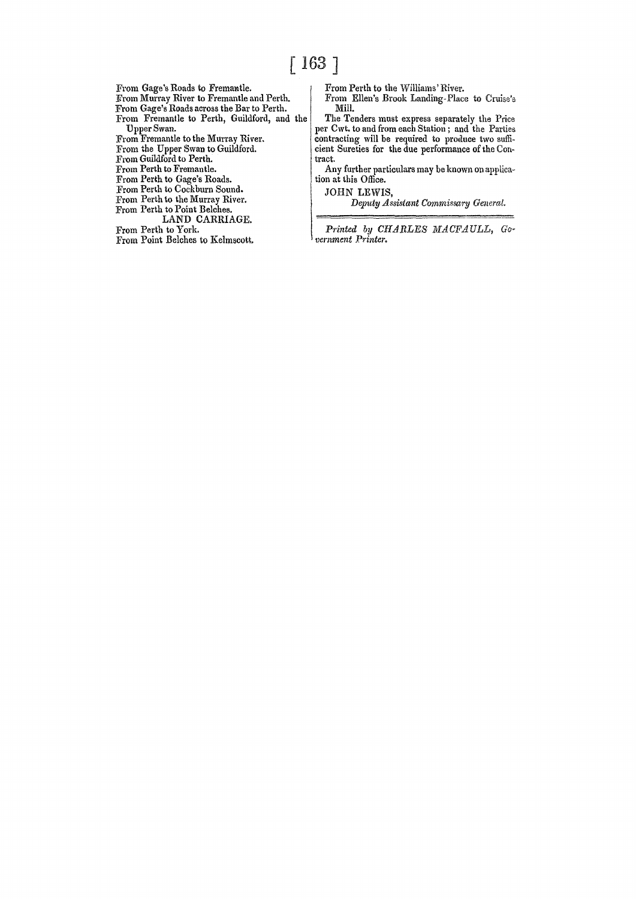From Gage's Roads to Fremantle.
From Murray River to Fremantle and Perth.
From Gage's Roads across the Bar to Perth.
From Fremantle to Perth, Guildford, and the Upper Swan.
From Fremantle to the Murray River.
From the Upper Swan to Guildford.
From Guildford to Perth.
From Perth to Fremantle.
From Perth to Gage's Roads.
From Perth to Cockburn Sound.
From Perth to the Murray River.
From Perth to Point Belches.

LAND CARRIAGE.

From Perth to York.
From Point Belches to Kelmscott.
From Perth to the Williams' River.
From Ellen's Brook Landing-Place to Cruise's Mill.

The Tenders must express separately the Price per Cwt. to and from each Station; and the Parties contracting will be required to produce two sufficient Sureties for the due performance of the Contract.

Any further particulars may be known on application at this Office.

JOHN LEWIS,
*Deputy Assistant Commissary General.*

---

*Printed by CHARLES MACFAULL, Government Printer.*